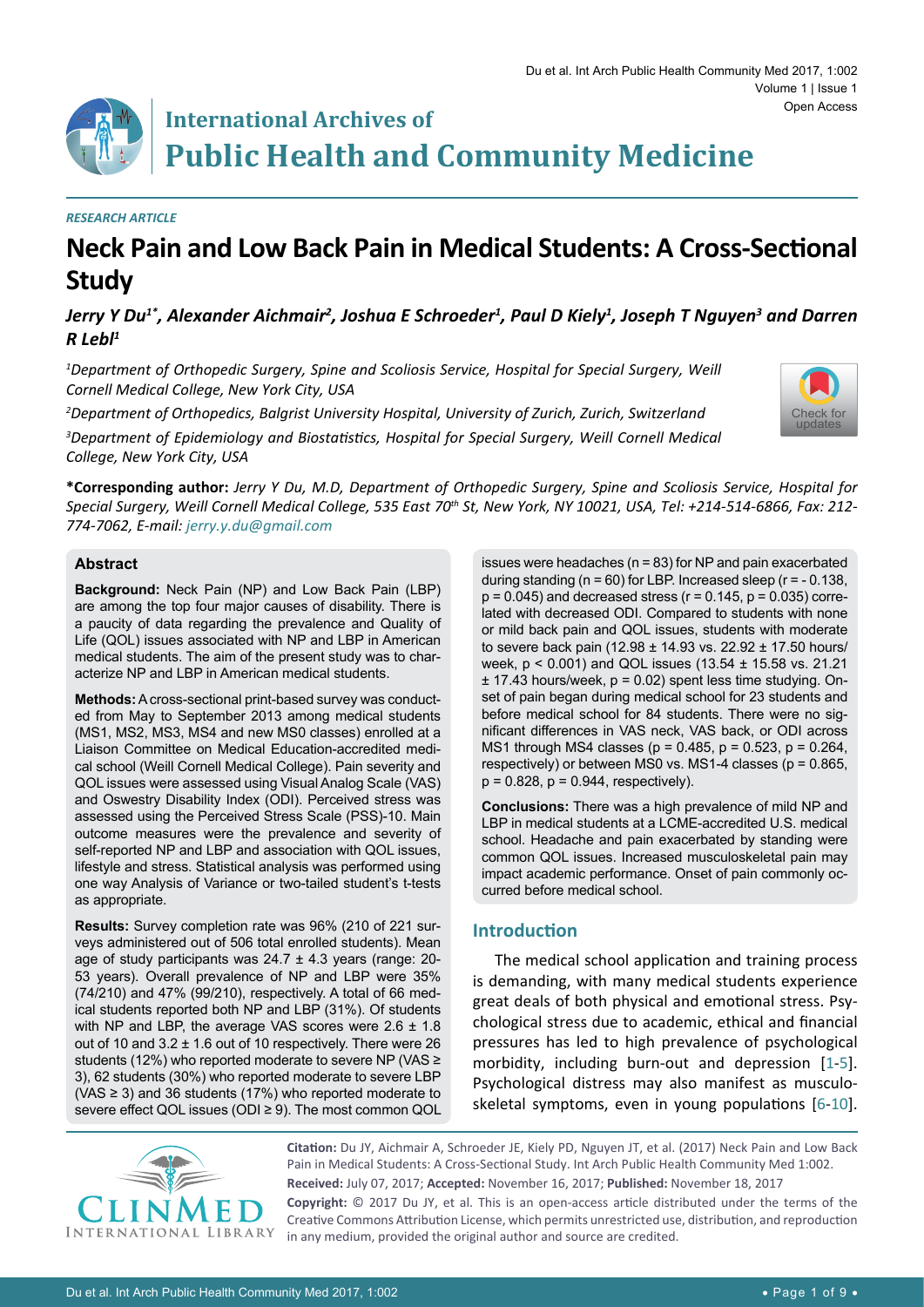*RESEARCH ARTICLE*

# Neck Pain and Low Back Pain in Medical Students: A Cross-Sectional Study

***Jerry Y Du[1*], Alexander Aichmair[2], Joshua E Schroeder[1], Paul D Kiely[1], Joseph T Nguyen[3] and Darren R Lebl[1]***

*[1]Department of Orthopedic Surgery, Spine and Scoliosis Service, Hospital for Special Surgery, Weill Cornell Medical College, New York City, USA*

*[2]Department of Orthopedics, Balgrist University Hospital, University of Zurich, Zurich, Switzerland*

*[3]Department of Epidemiology and Biostatistics, Hospital for Special Surgery, Weill Cornell Medical College, New York City, USA*

**\*Corresponding author:** *Jerry Y Du, M.D, Department of Orthopedic Surgery, Spine and Scoliosis Service, Hospital for Special Surgery, Weill Cornell Medical College, 535 East 70th St, New York, NY 10021, USA, Tel: +214-514-6866, Fax: 212-774-7062, E-mail: jerry.y.du@gmail.com*

## Abstract

**Background:** Neck Pain (NP) and Low Back Pain (LBP) are among the top four major causes of disability. There is a paucity of data regarding the prevalence and Quality of Life (QOL) issues associated with NP and LBP in American medical students. The aim of the present study was to characterize NP and LBP in American medical students.

**Methods:** A cross-sectional print-based survey was conducted from May to September 2013 among medical students (MS1, MS2, MS3, MS4 and new MS0 classes) enrolled at a Liaison Committee on Medical Education-accredited medical school (Weill Cornell Medical College). Pain severity and QOL issues were assessed using Visual Analog Scale (VAS) and Oswestry Disability Index (ODI). Perceived stress was assessed using the Perceived Stress Scale (PSS)-10. Main outcome measures were the prevalence and severity of self-reported NP and LBP and association with QOL issues, lifestyle and stress. Statistical analysis was performed using one way Analysis of Variance or two-tailed student's t-tests as appropriate.

**Results:** Survey completion rate was 96% (210 of 221 surveys administered out of 506 total enrolled students). Mean age of study participants was 24.7 ± 4.3 years (range: 20-53 years). Overall prevalence of NP and LBP were 35% (74/210) and 47% (99/210), respectively. A total of 66 medical students reported both NP and LBP (31%). Of students with NP and LBP, the average VAS scores were 2.6 ± 1.8 out of 10 and 3.2 ± 1.6 out of 10 respectively. There were 26 students (12%) who reported moderate to severe NP (VAS ≥ 3), 62 students (30%) who reported moderate to severe LBP (VAS ≥ 3) and 36 students (17%) who reported moderate to severe effect QOL issues (ODI ≥ 9). The most common QOL issues were headaches (n = 83) for NP and pain exacerbated during standing (n = 60) for LBP. Increased sleep ($r = -0.138$, $p = 0.045$) and decreased stress ($r = 0.145$, $p = 0.035$) correlated with decreased ODI. Compared to students with none or mild back pain and QOL issues, students with moderate to severe back pain (12.98 ± 14.93 vs. 22.92 ± 17.50 hours/week, $p < 0.001$) and QOL issues (13.54 ± 15.58 vs. 21.21 ± 17.43 hours/week, $p = 0.02$) spent less time studying. Onset of pain began during medical school for 23 students and before medical school for 84 students. There were no significant differences in VAS neck, VAS back, or ODI across MS1 through MS4 classes ($p = 0.485$, $p = 0.523$, $p = 0.264$, respectively) or between MS0 vs. MS1-4 classes ($p = 0.865$, $p = 0.828$, $p = 0.944$, respectively).

**Conclusions:** There was a high prevalence of mild NP and LBP in medical students at a LCME-accredited U.S. medical school. Headache and pain exacerbated by standing were common QOL issues. Increased musculoskeletal pain may impact academic performance. Onset of pain commonly occurred before medical school.

## Introduction

The medical school application and training process is demanding, with many medical students experience great deals of both physical and emotional stress. Psychological stress due to academic, ethical and financial pressures has led to high prevalence of psychological morbidity, including burn-out and depression [1-5]. Psychological distress may also manifest as musculoskeletal symptoms, even in young populations [6-10].

**Citation:** Du JY, Aichmair A, Schroeder JE, Kiely PD, Nguyen JT, et al. (2017) Neck Pain and Low Back Pain in Medical Students: A Cross-Sectional Study. Int Arch Public Health Community Med 1:002.

**Received:** July 07, 2017; **Accepted:** November 16, 2017; **Published:** November 18, 2017

**Copyright:** © 2017 Du JY, et al. This is an open-access article distributed under the terms of the Creative Commons Attribution License, which permits unrestricted use, distribution, and reproduction in any medium, provided the original author and source are credited.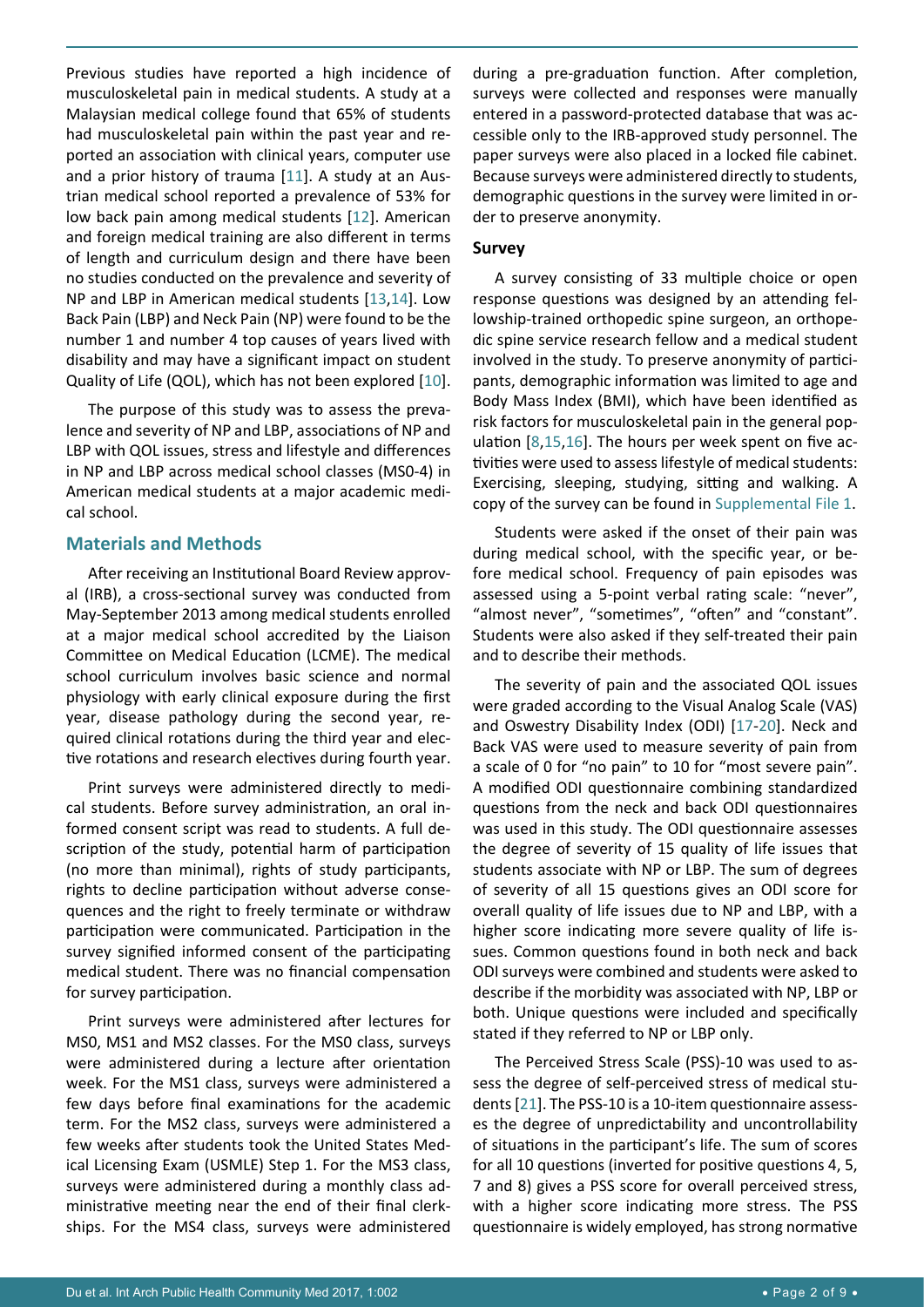Previous studies have reported a high incidence of musculoskeletal pain in medical students. A study at a Malaysian medical college found that 65% of students had musculoskeletal pain within the past year and reported an association with clinical years, computer use and a prior history of trauma [11]. A study at an Austrian medical school reported a prevalence of 53% for low back pain among medical students [12]. American and foreign medical training are also different in terms of length and curriculum design and there have been no studies conducted on the prevalence and severity of NP and LBP in American medical students [13,14]. Low Back Pain (LBP) and Neck Pain (NP) were found to be the number 1 and number 4 top causes of years lived with disability and may have a significant impact on student Quality of Life (QOL), which has not been explored [10].

The purpose of this study was to assess the prevalence and severity of NP and LBP, associations of NP and LBP with QOL issues, stress and lifestyle and differences in NP and LBP across medical school classes (MS0-4) in American medical students at a major academic medical school.

## Materials and Methods

After receiving an Institutional Board Review approval (IRB), a cross-sectional survey was conducted from May-September 2013 among medical students enrolled at a major medical school accredited by the Liaison Committee on Medical Education (LCME). The medical school curriculum involves basic science and normal physiology with early clinical exposure during the first year, disease pathology during the second year, required clinical rotations during the third year and elective rotations and research electives during fourth year.

Print surveys were administered directly to medical students. Before survey administration, an oral informed consent script was read to students. A full description of the study, potential harm of participation (no more than minimal), rights of study participants, rights to decline participation without adverse consequences and the right to freely terminate or withdraw participation were communicated. Participation in the survey signified informed consent of the participating medical student. There was no financial compensation for survey participation.

Print surveys were administered after lectures for MS0, MS1 and MS2 classes. For the MS0 class, surveys were administered during a lecture after orientation week. For the MS1 class, surveys were administered a few days before final examinations for the academic term. For the MS2 class, surveys were administered a few weeks after students took the United States Medical Licensing Exam (USMLE) Step 1. For the MS3 class, surveys were administered during a monthly class administrative meeting near the end of their final clerkships. For the MS4 class, surveys were administered during a pre-graduation function. After completion, surveys were collected and responses were manually entered in a password-protected database that was accessible only to the IRB-approved study personnel. The paper surveys were also placed in a locked file cabinet. Because surveys were administered directly to students, demographic questions in the survey were limited in order to preserve anonymity.

### Survey

A survey consisting of 33 multiple choice or open response questions was designed by an attending fellowship-trained orthopedic spine surgeon, an orthopedic spine service research fellow and a medical student involved in the study. To preserve anonymity of participants, demographic information was limited to age and Body Mass Index (BMI), which have been identified as risk factors for musculoskeletal pain in the general population [8,15,16]. The hours per week spent on five activities were used to assess lifestyle of medical students: Exercising, sleeping, studying, sitting and walking. A copy of the survey can be found in Supplemental File 1.

Students were asked if the onset of their pain was during medical school, with the specific year, or before medical school. Frequency of pain episodes was assessed using a 5-point verbal rating scale: "never", "almost never", "sometimes", "often" and "constant". Students were also asked if they self-treated their pain and to describe their methods.

The severity of pain and the associated QOL issues were graded according to the Visual Analog Scale (VAS) and Oswestry Disability Index (ODI) [17-20]. Neck and Back VAS were used to measure severity of pain from a scale of 0 for "no pain" to 10 for "most severe pain". A modified ODI questionnaire combining standardized questions from the neck and back ODI questionnaires was used in this study. The ODI questionnaire assesses the degree of severity of 15 quality of life issues that students associate with NP or LBP. The sum of degrees of severity of all 15 questions gives an ODI score for overall quality of life issues due to NP and LBP, with a higher score indicating more severe quality of life issues. Common questions found in both neck and back ODI surveys were combined and students were asked to describe if the morbidity was associated with NP, LBP or both. Unique questions were included and specifically stated if they referred to NP or LBP only.

The Perceived Stress Scale (PSS)-10 was used to assess the degree of self-perceived stress of medical students [21]. The PSS-10 is a 10-item questionnaire assesses the degree of unpredictability and uncontrollability of situations in the participant's life. The sum of scores for all 10 questions (inverted for positive questions 4, 5, 7 and 8) gives a PSS score for overall perceived stress, with a higher score indicating more stress. The PSS questionnaire is widely employed, has strong normative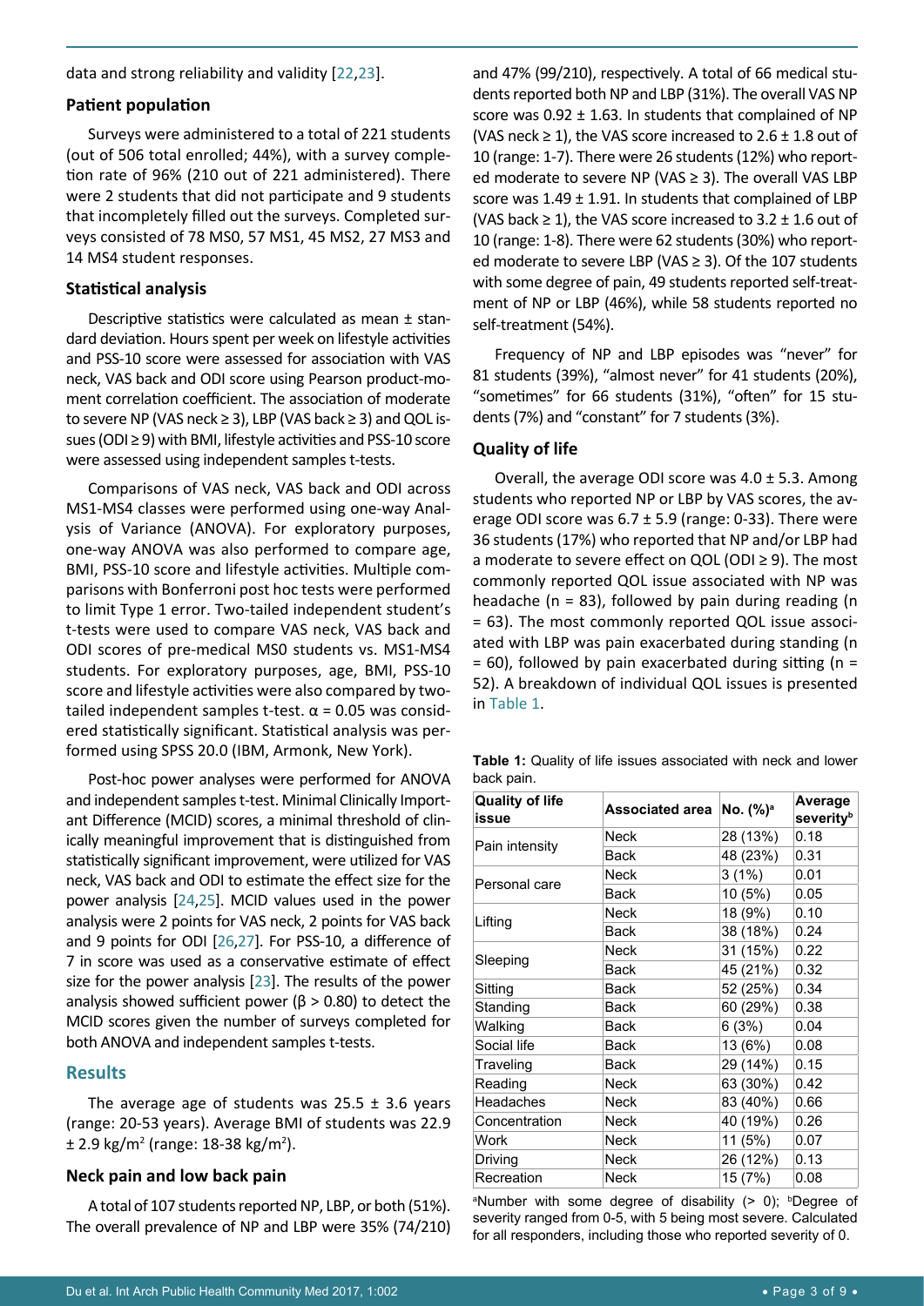data and strong reliability and validity [22,23].

### Patient population

Surveys were administered to a total of 221 students (out of 506 total enrolled; 44%), with a survey completion rate of 96% (210 out of 221 administered). There were 2 students that did not participate and 9 students that incompletely filled out the surveys. Completed surveys consisted of 78 MS0, 57 MS1, 45 MS2, 27 MS3 and 14 MS4 student responses.

### Statistical analysis

Descriptive statistics were calculated as mean ± standard deviation. Hours spent per week on lifestyle activities and PSS-10 score were assessed for association with VAS neck, VAS back and ODI score using Pearson product-moment correlation coefficient. The association of moderate to severe NP (VAS neck ≥ 3), LBP (VAS back ≥ 3) and QOL issues (ODI ≥ 9) with BMI, lifestyle activities and PSS-10 score were assessed using independent samples t-tests.

Comparisons of VAS neck, VAS back and ODI across MS1-MS4 classes were performed using one-way Analysis of Variance (ANOVA). For exploratory purposes, one-way ANOVA was also performed to compare age, BMI, PSS-10 score and lifestyle activities. Multiple comparisons with Bonferroni post hoc tests were performed to limit Type 1 error. Two-tailed independent student's t-tests were used to compare VAS neck, VAS back and ODI scores of pre-medical MS0 students vs. MS1-MS4 students. For exploratory purposes, age, BMI, PSS-10 score and lifestyle activities were also compared by two-tailed independent samples t-test. $\alpha = 0.05$ was considered statistically significant. Statistical analysis was performed using SPSS 20.0 (IBM, Armonk, New York).

Post-hoc power analyses were performed for ANOVA and independent samples t-test. Minimal Clinically Important Difference (MCID) scores, a minimal threshold of clinically meaningful improvement that is distinguished from statistically significant improvement, were utilized for VAS neck, VAS back and ODI to estimate the effect size for the power analysis [24,25]. MCID values used in the power analysis were 2 points for VAS neck, 2 points for VAS back and 9 points for ODI [26,27]. For PSS-10, a difference of 7 in score was used as a conservative estimate of effect size for the power analysis [23]. The results of the power analysis showed sufficient power ($\beta > 0.80$) to detect the MCID scores given the number of surveys completed for both ANOVA and independent samples t-tests.

## Results

The average age of students was 25.5 ± 3.6 years (range: 20-53 years). Average BMI of students was 22.9 ± 2.9 kg/m$^2$ (range: 18-38 kg/m$^2$).

### Neck pain and low back pain

A total of 107 students reported NP, LBP, or both (51%). The overall prevalence of NP and LBP were 35% (74/210) and 47% (99/210), respectively. A total of 66 medical students reported both NP and LBP (31%). The overall VAS NP score was 0.92 ± 1.63. In students that complained of NP (VAS neck ≥ 1), the VAS score increased to 2.6 ± 1.8 out of 10 (range: 1-7). There were 26 students (12%) who reported moderate to severe NP (VAS ≥ 3). The overall VAS LBP score was 1.49 ± 1.91. In students that complained of LBP (VAS back ≥ 1), the VAS score increased to 3.2 ± 1.6 out of 10 (range: 1-8). There were 62 students (30%) who reported moderate to severe LBP (VAS ≥ 3). Of the 107 students with some degree of pain, 49 students reported self-treatment of NP or LBP (46%), while 58 students reported no self-treatment (54%).

Frequency of NP and LBP episodes was "never" for 81 students (39%), "almost never" for 41 students (20%), "sometimes" for 66 students (31%), "often" for 15 students (7%) and "constant" for 7 students (3%).

### Quality of life

Overall, the average ODI score was 4.0 ± 5.3. Among students who reported NP or LBP by VAS scores, the average ODI score was 6.7 ± 5.9 (range: 0-33). There were 36 students (17%) who reported that NP and/or LBP had a moderate to severe effect on QOL (ODI ≥ 9). The most commonly reported QOL issue associated with NP was headache (n = 83), followed by pain during reading (n = 63). The most commonly reported QOL issue associated with LBP was pain exacerbated during standing (n = 60), followed by pain exacerbated during sitting (n = 52). A breakdown of individual QOL issues is presented in Table 1.

**Table 1:** Quality of life issues associated with neck and lower back pain.

| Quality of life issue | Associated area | No. (%)[a] | Average severity[b] |
|---|---|---|---|
| Pain intensity | Neck | 28 (13%) | 0.18 |
| | Back | 48 (23%) | 0.31 |
| Personal care | Neck | 3 (1%) | 0.01 |
| | Back | 10 (5%) | 0.05 |
| Lifting | Neck | 18 (9%) | 0.10 |
| | Back | 38 (18%) | 0.24 |
| Sleeping | Neck | 31 (15%) | 0.22 |
| | Back | 45 (21%) | 0.32 |
| Sitting | Back | 52 (25%) | 0.34 |
| Standing | Back | 60 (29%) | 0.38 |
| Walking | Back | 6 (3%) | 0.04 |
| Social life | Back | 13 (6%) | 0.08 |
| Traveling | Back | 29 (14%) | 0.15 |
| Reading | Neck | 63 (30%) | 0.42 |
| Headaches | Neck | 83 (40%) | 0.66 |
| Concentration | Neck | 40 (19%) | 0.26 |
| Work | Neck | 11 (5%) | 0.07 |
| Driving | Neck | 26 (12%) | 0.13 |
| Recreation | Neck | 15 (7%) | 0.08 |

[a]Number with some degree of disability (> 0); [b]Degree of severity ranged from 0-5, with 5 being most severe. Calculated for all responders, including those who reported severity of 0.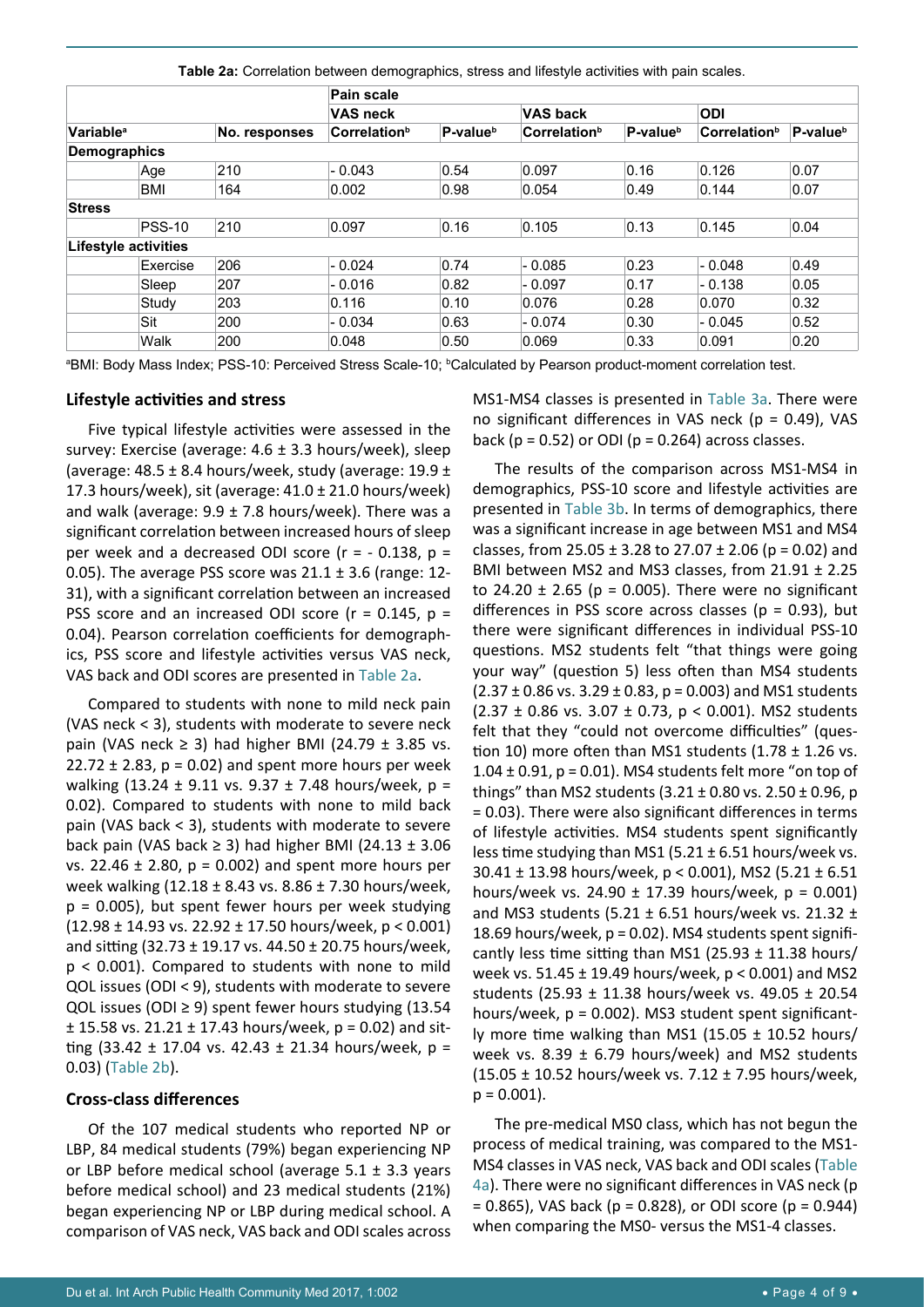**Table 2a:** Correlation between demographics, stress and lifestyle activities with pain scales.

| | | | Pain scale | | | | | |
|---|---|---|---|---|---|---|---|---|
| | | | VAS neck | | VAS back | | ODI | |
| Variable[a] | | No. responses | Correlation[b] | P-value[b] | Correlation[b] | P-value[b] | Correlation[b] | P-value[b] |
| **Demographics** | | | | | | | | |
| | Age | 210 | - 0.043 | 0.54 | 0.097 | 0.16 | 0.126 | 0.07 |
| | BMI | 164 | 0.002 | 0.98 | 0.054 | 0.49 | 0.144 | 0.07 |
| **Stress** | | | | | | | | |
| | PSS-10 | 210 | 0.097 | 0.16 | 0.105 | 0.13 | 0.145 | 0.04 |
| **Lifestyle activities** | | | | | | | | |
| | Exercise | 206 | - 0.024 | 0.74 | - 0.085 | 0.23 | - 0.048 | 0.49 |
| | Sleep | 207 | - 0.016 | 0.82 | - 0.097 | 0.17 | - 0.138 | 0.05 |
| | Study | 203 | 0.116 | 0.10 | 0.076 | 0.28 | 0.070 | 0.32 |
| | Sit | 200 | - 0.034 | 0.63 | - 0.074 | 0.30 | - 0.045 | 0.52 |
| | Walk | 200 | 0.048 | 0.50 | 0.069 | 0.33 | 0.091 | 0.20 |

[a]BMI: Body Mass Index; PSS-10: Perceived Stress Scale-10; [b]Calculated by Pearson product-moment correlation test.

### Lifestyle activities and stress

Five typical lifestyle activities were assessed in the survey: Exercise (average: 4.6 ± 3.3 hours/week), sleep (average: 48.5 ± 8.4 hours/week, study (average: 19.9 ± 17.3 hours/week), sit (average: 41.0 ± 21.0 hours/week) and walk (average: 9.9 ± 7.8 hours/week). There was a significant correlation between increased hours of sleep per week and a decreased ODI score ($r = -0.138$, $p = 0.05$). The average PSS score was 21.1 ± 3.6 (range: 12-31), with a significant correlation between an increased PSS score and an increased ODI score ($r = 0.145$, $p = 0.04$). Pearson correlation coefficients for demographics, PSS score and lifestyle activities versus VAS neck, VAS back and ODI scores are presented in Table 2a.

Compared to students with none to mild neck pain (VAS neck < 3), students with moderate to severe neck pain (VAS neck ≥ 3) had higher BMI (24.79 ± 3.85 vs. 22.72 ± 2.83, $p = 0.02$) and spent more hours per week walking (13.24 ± 9.11 vs. 9.37 ± 7.48 hours/week, $p = 0.02$). Compared to students with none to mild back pain (VAS back < 3), students with moderate to severe back pain (VAS back ≥ 3) had higher BMI (24.13 ± 3.06 vs. 22.46 ± 2.80, $p = 0.002$) and spent more hours per week walking (12.18 ± 8.43 vs. 8.86 ± 7.30 hours/week, $p = 0.005$), but spent fewer hours per week studying (12.98 ± 14.93 vs. 22.92 ± 17.50 hours/week, $p < 0.001$) and sitting (32.73 ± 19.17 vs. 44.50 ± 20.75 hours/week, $p < 0.001$). Compared to students with none to mild QOL issues (ODI < 9), students with moderate to severe QOL issues (ODI ≥ 9) spent fewer hours studying (13.54 ± 15.58 vs. 21.21 ± 17.43 hours/week, $p = 0.02$) and sitting (33.42 ± 17.04 vs. 42.43 ± 21.34 hours/week, $p = 0.03$) (Table 2b).

### Cross-class differences

Of the 107 medical students who reported NP or LBP, 84 medical students (79%) began experiencing NP or LBP before medical school (average 5.1 ± 3.3 years before medical school) and 23 medical students (21%) began experiencing NP or LBP during medical school. A comparison of VAS neck, VAS back and ODI scales across MS1-MS4 classes is presented in Table 3a. There were no significant differences in VAS neck ($p = 0.49$), VAS back ($p = 0.52$) or ODI ($p = 0.264$) across classes.

The results of the comparison across MS1-MS4 in demographics, PSS-10 score and lifestyle activities are presented in Table 3b. In terms of demographics, there was a significant increase in age between MS1 and MS4 classes, from 25.05 ± 3.28 to 27.07 ± 2.06 ($p = 0.02$) and BMI between MS2 and MS3 classes, from 21.91 ± 2.25 to 24.20 ± 2.65 ($p = 0.005$). There were no significant differences in PSS score across classes ($p = 0.93$), but there were significant differences in individual PSS-10 questions. MS2 students felt "that things were going your way" (question 5) less often than MS4 students (2.37 ± 0.86 vs. 3.29 ± 0.83, $p = 0.003$) and MS1 students (2.37 ± 0.86 vs. 3.07 ± 0.73, $p < 0.001$). MS2 students felt that they "could not overcome difficulties" (question 10) more often than MS1 students (1.78 ± 1.26 vs. 1.04 ± 0.91, $p = 0.01$). MS4 students felt more "on top of things" than MS2 students (3.21 ± 0.80 vs. 2.50 ± 0.96, $p = 0.03$). There were also significant differences in terms of lifestyle activities. MS4 students spent significantly less time studying than MS1 (5.21 ± 6.51 hours/week vs. 30.41 ± 13.98 hours/week, $p < 0.001$), MS2 (5.21 ± 6.51 hours/week vs. 24.90 ± 17.39 hours/week, $p = 0.001$) and MS3 students (5.21 ± 6.51 hours/week vs. 21.32 ± 18.69 hours/week, $p = 0.02$). MS4 students spent significantly less time sitting than MS1 (25.93 ± 11.38 hours/week vs. 51.45 ± 19.49 hours/week, $p < 0.001$) and MS2 students (25.93 ± 11.38 hours/week vs. 49.05 ± 20.54 hours/week, $p = 0.002$). MS3 student spent significantly more time walking than MS1 (15.05 ± 10.52 hours/week vs. 8.39 ± 6.79 hours/week) and MS2 students (15.05 ± 10.52 hours/week vs. 7.12 ± 7.95 hours/week, $p = 0.001$).

The pre-medical MS0 class, which has not begun the process of medical training, was compared to the MS1-MS4 classes in VAS neck, VAS back and ODI scales (Table 4a). There were no significant differences in VAS neck ($p = 0.865$), VAS back ($p = 0.828$), or ODI score ($p = 0.944$) when comparing the MS0- versus the MS1-4 classes.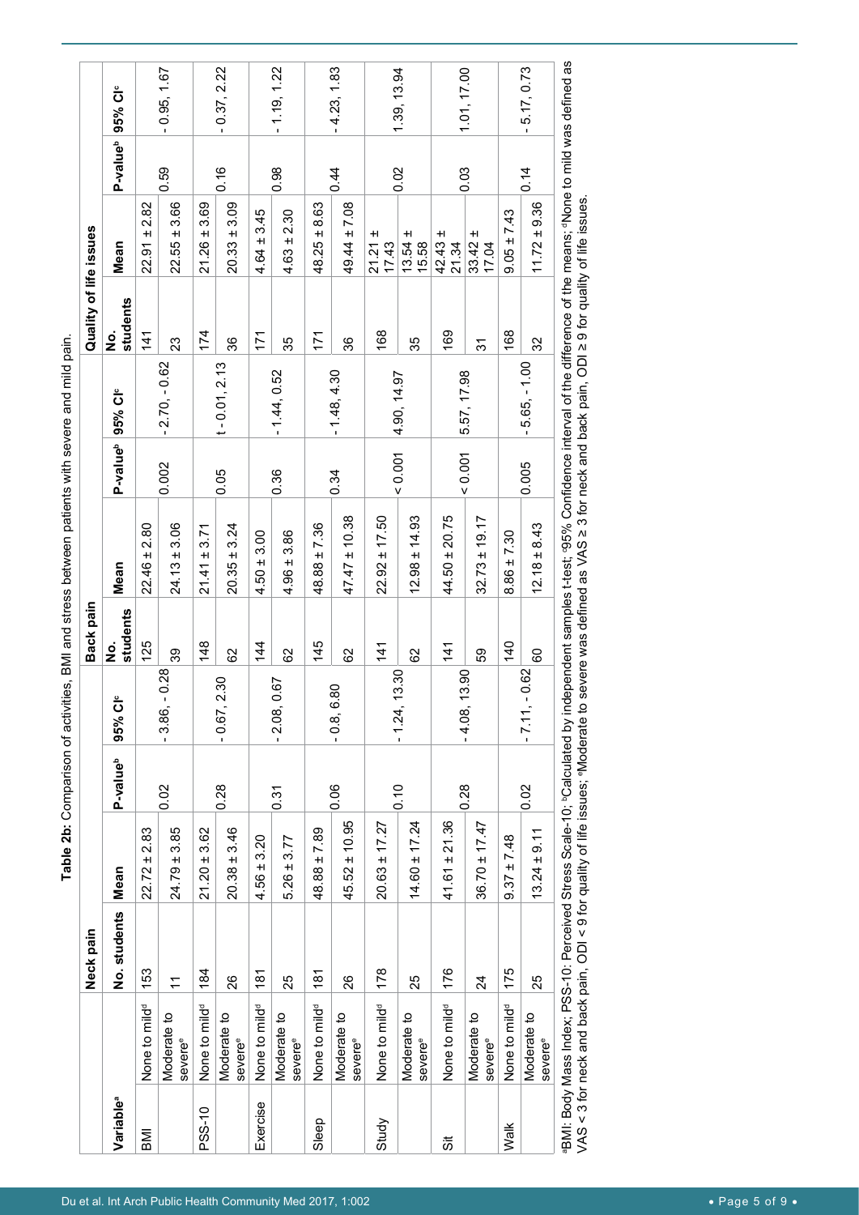**Table 2b:** Comparison of activities, BMI and stress between patients with severe and mild pain.

| Variable[a] | | Neck pain | | | | Back pain | | | | Quality of life issues | | | |
|---|---|---|---|---|---|---|---|---|---|---|---|---|---|
| | | No. students | Mean | P-value[b] | 95% CI[c] | No. students | Mean | P-value[b] | 95% CI[c] | No. students | Mean | P-value[b] | 95% CI[c] |
| BMI | None to mild[d] | 153 | 22.72 ± 2.83 | 0.02 | - 3.86, - 0.28 | 125 | 22.46 ± 2.80 | 0.002 | - 2.70, - 0.62 | 141 | 22.91 ± 2.82 | 0.59 | - 0.95, 1.67 |
| | Moderate to severe[e] | 11 | 24.79 ± 3.85 | | | 39 | 24.13 ± 3.06 | | | 23 | 22.55 ± 3.66 | | |
| PSS-10 | None to mild[d] | 184 | 21.20 ± 3.62 | 0.28 | - 0.67, 2.30 | 148 | 21.41 ± 3.71 | 0.05 | t - 0.01, 2.13 | 174 | 21.26 ± 3.69 | 0.16 | - 0.37, 2.22 |
| | Moderate to severe[e] | 26 | 20.38 ± 3.46 | | | 62 | 20.35 ± 3.24 | | | 36 | 20.33 ± 3.09 | | |
| Exercise | None to mild[d] | 181 | 4.56 ± 3.20 | 0.31 | - 2.08, 0.67 | 144 | 4.50 ± 3.00 | 0.36 | - 1.44, 0.52 | 171 | 4.64 ± 3.45 | 0.98 | - 1.19, 1.22 |
| | Moderate to severe[e] | 25 | 5.26 ± 3.77 | | | 62 | 4.96 ± 3.86 | | | 35 | 4.63 ± 2.30 | | |
| Sleep | None to mild[d] | 181 | 48.88 ± 7.89 | 0.06 | - 0.8, 6.80 | 145 | 48.88 ± 7.36 | 0.34 | - 1.48, 4.30 | 171 | 48.25 ± 8.63 | 0.44 | - 4.23, 1.83 |
| | Moderate to severe[e] | 26 | 45.52 ± 10.95 | | | 62 | 47.47 ± 10.38 | | | 36 | 49.44 ± 7.08 | | |
| Study | None to mild[d] | 178 | 20.63 ± 17.27 | 0.10 | - 1.24, 13.30 | 141 | 22.92 ± 17.50 | < 0.001 | 4.90, 14.97 | 168 | 21.21 ± 17.43 | 0.02 | 1.39, 13.94 |
| | Moderate to severe[e] | 25 | 14.60 ± 17.24 | | | 62 | 12.98 ± 14.93 | | | 35 | 13.54 ± 15.58 | | |
| Sit | None to mild[d] | 176 | 41.61 ± 21.36 | 0.28 | - 4.08, 13.90 | 141 | 44.50 ± 20.75 | < 0.001 | 5.57, 17.98 | 169 | 42.43 ± 21.34 | 0.03 | 1.01, 17.00 |
| | Moderate to severe[e] | 24 | 36.70 ± 17.47 | | | 59 | 32.73 ± 19.17 | | | 31 | 33.42 ± 17.04 | | |
| Walk | None to mild[d] | 175 | 9.37 ± 7.48 | 0.02 | - 7.11, - 0.62 | 140 | 8.86 ± 7.30 | 0.005 | - 5.65, - 1.00 | 168 | 9.05 ± 7.43 | 0.14 | - 5.17, 0.73 |
| | Moderate to severe[e] | 25 | 13.24 ± 9.11 | | | 60 | 12.18 ± 8.43 | | | 32 | 11.72 ± 9.36 | | |

[a]BMI: Body Mass Index; PSS-10: Perceived Stress Scale-10; [b]Calculated by independent samples t-test; [c]95% Confidence interval of the difference of the means; [d]None to mild was defined as VAS < 3 for neck and back pain, ODI < 9 for quality of life issues; [e]Moderate to severe was defined as VAS ≥ 3 for neck and back pain, ODI ≥ 9 for quality of life issues.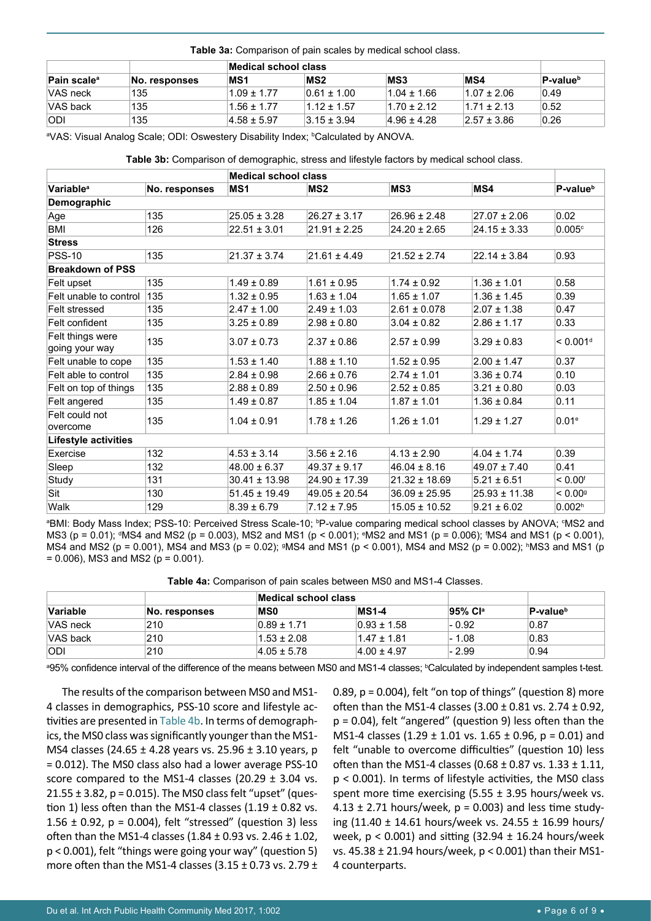**Table 3a:** Comparison of pain scales by medical school class.

| | | Medical school class | | | | |
|---|---|---|---|---|---|---|
| Pain scale[a] | No. responses | MS1 | MS2 | MS3 | MS4 | P-value[b] |
| VAS neck | 135 | 1.09 ± 1.77 | 0.61 ± 1.00 | 1.04 ± 1.66 | 1.07 ± 2.06 | 0.49 |
| VAS back | 135 | 1.56 ± 1.77 | 1.12 ± 1.57 | 1.70 ± 2.12 | 1.71 ± 2.13 | 0.52 |
| ODI | 135 | 4.58 ± 5.97 | 3.15 ± 3.94 | 4.96 ± 4.28 | 2.57 ± 3.86 | 0.26 |

[a]VAS: Visual Analog Scale; ODI: Oswestery Disability Index; [b]Calculated by ANOVA.

**Table 3b:** Comparison of demographic, stress and lifestyle factors by medical school class.

| | | Medical school class | | | | |
|---|---|---|---|---|---|---|
| Variable[a] | No. responses | MS1 | MS2 | MS3 | MS4 | P-value[b] |
| **Demographic** | | | | | | |
| Age | 135 | 25.05 ± 3.28 | 26.27 ± 3.17 | 26.96 ± 2.48 | 27.07 ± 2.06 | 0.02 |
| BMI | 126 | 22.51 ± 3.01 | 21.91 ± 2.25 | 24.20 ± 2.65 | 24.15 ± 3.33 | 0.005[c] |
| **Stress** | | | | | | |
| PSS-10 | 135 | 21.37 ± 3.74 | 21.61 ± 4.49 | 21.52 ± 2.74 | 22.14 ± 3.84 | 0.93 |
| **Breakdown of PSS** | | | | | | |
| Felt upset | 135 | 1.49 ± 0.89 | 1.61 ± 0.95 | 1.74 ± 0.92 | 1.36 ± 1.01 | 0.58 |
| Felt unable to control | 135 | 1.32 ± 0.95 | 1.63 ± 1.04 | 1.65 ± 1.07 | 1.36 ± 1.45 | 0.39 |
| Felt stressed | 135 | 2.47 ± 1.00 | 2.49 ± 1.03 | 2.61 ± 0.078 | 2.07 ± 1.38 | 0.47 |
| Felt confident | 135 | 3.25 ± 0.89 | 2.98 ± 0.80 | 3.04 ± 0.82 | 2.86 ± 1.17 | 0.33 |
| Felt things were going your way | 135 | 3.07 ± 0.73 | 2.37 ± 0.86 | 2.57 ± 0.99 | 3.29 ± 0.83 | < 0.001[d] |
| Felt unable to cope | 135 | 1.53 ± 1.40 | 1.88 ± 1.10 | 1.52 ± 0.95 | 2.00 ± 1.47 | 0.37 |
| Felt able to control | 135 | 2.84 ± 0.98 | 2.66 ± 0.76 | 2.74 ± 1.01 | 3.36 ± 0.74 | 0.10 |
| Felt on top of things | 135 | 2.88 ± 0.89 | 2.50 ± 0.96 | 2.52 ± 0.85 | 3.21 ± 0.80 | 0.03 |
| Felt angered | 135 | 1.49 ± 0.87 | 1.85 ± 1.04 | 1.87 ± 1.01 | 1.36 ± 0.84 | 0.11 |
| Felt could not overcome | 135 | 1.04 ± 0.91 | 1.78 ± 1.26 | 1.26 ± 1.01 | 1.29 ± 1.27 | 0.01[e] |
| **Lifestyle activities** | | | | | | |
| Exercise | 132 | 4.53 ± 3.14 | 3.56 ± 2.16 | 4.13 ± 2.90 | 4.04 ± 1.74 | 0.39 |
| Sleep | 132 | 48.00 ± 6.37 | 49.37 ± 9.17 | 46.04 ± 8.16 | 49.07 ± 7.40 | 0.41 |
| Study | 131 | 30.41 ± 13.98 | 24.90 ± 17.39 | 21.32 ± 18.69 | 5.21 ± 6.51 | < 0.00[f] |
| Sit | 130 | 51.45 ± 19.49 | 49.05 ± 20.54 | 36.09 ± 25.95 | 25.93 ± 11.38 | < 0.00[g] |
| Walk | 129 | 8.39 ± 6.79 | 7.12 ± 7.95 | 15.05 ± 10.52 | 9.21 ± 6.02 | 0.002[h] |

[a]BMI: Body Mass Index; PSS-10: Perceived Stress Scale-10; [b]P-value comparing medical school classes by ANOVA; [c]MS2 and MS3 (p = 0.01); [d]MS4 and MS2 (p = 0.003), MS2 and MS1 (p < 0.001); [e]MS2 and MS1 (p = 0.006); [f]MS4 and MS1 (p < 0.001), MS4 and MS2 (p = 0.001), MS4 and MS3 (p = 0.02); [g]MS4 and MS1 (p < 0.001), MS4 and MS2 (p = 0.002); [h]MS3 and MS1 (p = 0.006), MS3 and MS2 (p = 0.001).

**Table 4a:** Comparison of pain scales between MS0 and MS1-4 Classes.

| | | Medical school class | | | |
|---|---|---|---|---|---|
| Variable | No. responses | MS0 | MS1-4 | 95% CI[a] | P-value[b] |
| VAS neck | 210 | 0.89 ± 1.71 | 0.93 ± 1.58 | - 0.92 | 0.87 |
| VAS back | 210 | 1.53 ± 2.08 | 1.47 ± 1.81 | - 1.08 | 0.83 |
| ODI | 210 | 4.05 ± 5.78 | 4.00 ± 4.97 | - 2.99 | 0.94 |

[a]95% confidence interval of the difference of the means between MS0 and MS1-4 classes; [b]Calculated by independent samples t-test.

The results of the comparison between MS0 and MS1-4 classes in demographics, PSS-10 score and lifestyle activities are presented in Table 4b. In terms of demographics, the MS0 class was significantly younger than the MS1-MS4 classes (24.65 ± 4.28 years vs. 25.96 ± 3.10 years, p = 0.012). The MS0 class also had a lower average PSS-10 score compared to the MS1-4 classes (20.29 ± 3.04 vs. 21.55 ± 3.82, p = 0.015). The MS0 class felt "upset" (question 1) less often than the MS1-4 classes (1.19 ± 0.82 vs. 1.56 ± 0.92, p = 0.004), felt "stressed" (question 3) less often than the MS1-4 classes (1.84 ± 0.93 vs. 2.46 ± 1.02, p < 0.001), felt "things were going your way" (question 5) more often than the MS1-4 classes (3.15 ± 0.73 vs. 2.79 ± 0.89, p = 0.004), felt "on top of things" (question 8) more often than the MS1-4 classes (3.00 ± 0.81 vs. 2.74 ± 0.92, p = 0.04), felt "angered" (question 9) less often than the MS1-4 classes (1.29 ± 1.01 vs. 1.65 ± 0.96, p = 0.01) and felt "unable to overcome difficulties" (question 10) less often than the MS1-4 classes (0.68 ± 0.87 vs. 1.33 ± 1.11, p < 0.001). In terms of lifestyle activities, the MS0 class spent more time exercising (5.55 ± 3.95 hours/week vs. 4.13 ± 2.71 hours/week, p = 0.003) and less time studying (11.40 ± 14.61 hours/week vs. 24.55 ± 16.99 hours/week, p < 0.001) and sitting (32.94 ± 16.24 hours/week vs. 45.38 ± 21.94 hours/week, p < 0.001) than their MS1-4 counterparts.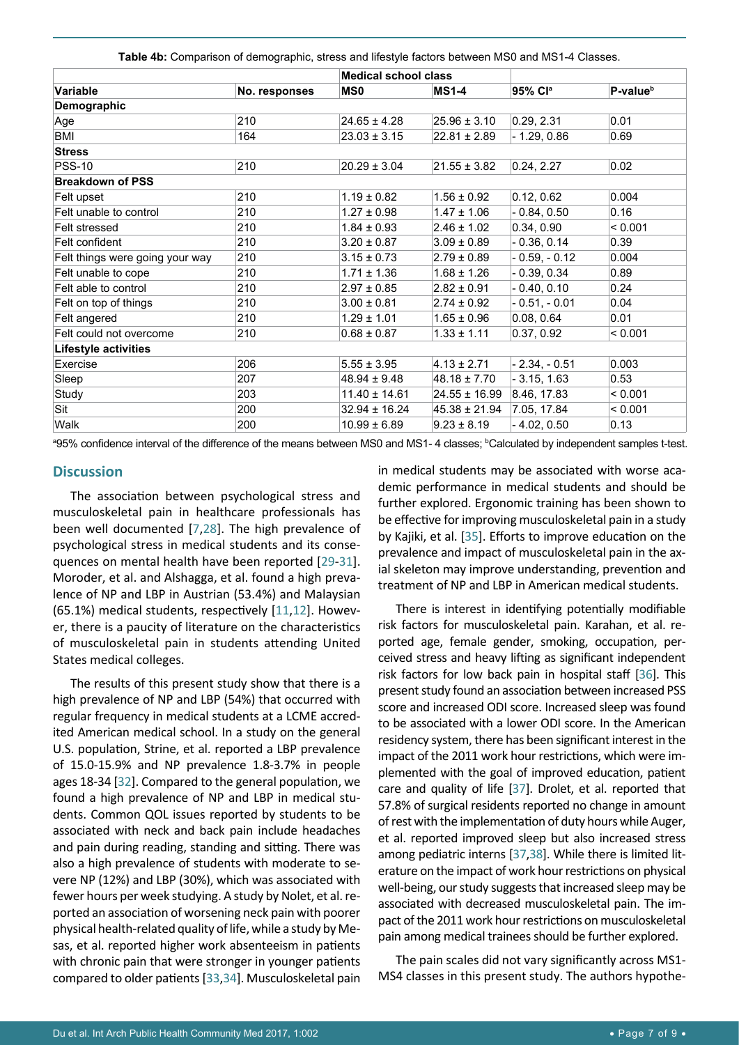**Table 4b:** Comparison of demographic, stress and lifestyle factors between MS0 and MS1-4 Classes.

| Variable | No. responses | Medical school class | | 95% CI[a] | P-value[b] |
|---|---|---|---|---|---|
| | | MS0 | MS1-4 | | |
| **Demographic** | | | | | |
| Age | 210 | 24.65 ± 4.28 | 25.96 ± 3.10 | 0.29, 2.31 | 0.01 |
| BMI | 164 | 23.03 ± 3.15 | 22.81 ± 2.89 | - 1.29, 0.86 | 0.69 |
| **Stress** | | | | | |
| PSS-10 | 210 | 20.29 ± 3.04 | 21.55 ± 3.82 | 0.24, 2.27 | 0.02 |
| **Breakdown of PSS** | | | | | |
| Felt upset | 210 | 1.19 ± 0.82 | 1.56 ± 0.92 | 0.12, 0.62 | 0.004 |
| Felt unable to control | 210 | 1.27 ± 0.98 | 1.47 ± 1.06 | - 0.84, 0.50 | 0.16 |
| Felt stressed | 210 | 1.84 ± 0.93 | 2.46 ± 1.02 | 0.34, 0.90 | < 0.001 |
| Felt confident | 210 | 3.20 ± 0.87 | 3.09 ± 0.89 | - 0.36, 0.14 | 0.39 |
| Felt things were going your way | 210 | 3.15 ± 0.73 | 2.79 ± 0.89 | - 0.59, - 0.12 | 0.004 |
| Felt unable to cope | 210 | 1.71 ± 1.36 | 1.68 ± 1.26 | - 0.39, 0.34 | 0.89 |
| Felt able to control | 210 | 2.97 ± 0.85 | 2.82 ± 0.91 | - 0.40, 0.10 | 0.24 |
| Felt on top of things | 210 | 3.00 ± 0.81 | 2.74 ± 0.92 | - 0.51, - 0.01 | 0.04 |
| Felt angered | 210 | 1.29 ± 1.01 | 1.65 ± 0.96 | 0.08, 0.64 | 0.01 |
| Felt could not overcome | 210 | 0.68 ± 0.87 | 1.33 ± 1.11 | 0.37, 0.92 | < 0.001 |
| **Lifestyle activities** | | | | | |
| Exercise | 206 | 5.55 ± 3.95 | 4.13 ± 2.71 | - 2.34, - 0.51 | 0.003 |
| Sleep | 207 | 48.94 ± 9.48 | 48.18 ± 7.70 | - 3.15, 1.63 | 0.53 |
| Study | 203 | 11.40 ± 14.61 | 24.55 ± 16.99 | 8.46, 17.83 | < 0.001 |
| Sit | 200 | 32.94 ± 16.24 | 45.38 ± 21.94 | 7.05, 17.84 | < 0.001 |
| Walk | 200 | 10.99 ± 6.89 | 9.23 ± 8.19 | - 4.02, 0.50 | 0.13 |

[a]95% confidence interval of the difference of the means between MS0 and MS1- 4 classes; [b]Calculated by independent samples t-test.

## Discussion

The association between psychological stress and musculoskeletal pain in healthcare professionals has been well documented [7,28]. The high prevalence of psychological stress in medical students and its consequences on mental health have been reported [29-31]. Moroder, et al. and Alshagga, et al. found a high prevalence of NP and LBP in Austrian (53.4%) and Malaysian (65.1%) medical students, respectively [11,12]. However, there is a paucity of literature on the characteristics of musculoskeletal pain in students attending United States medical colleges.

The results of this present study show that there is a high prevalence of NP and LBP (54%) that occurred with regular frequency in medical students at a LCME accredited American medical school. In a study on the general U.S. population, Strine, et al. reported a LBP prevalence of 15.0-15.9% and NP prevalence 1.8-3.7% in people ages 18-34 [32]. Compared to the general population, we found a high prevalence of NP and LBP in medical students. Common QOL issues reported by students to be associated with neck and back pain include headaches and pain during reading, standing and sitting. There was also a high prevalence of students with moderate to severe NP (12%) and LBP (30%), which was associated with fewer hours per week studying. A study by Nolet, et al. reported an association of worsening neck pain with poorer physical health-related quality of life, while a study by Mesas, et al. reported higher work absenteeism in patients with chronic pain that were stronger in younger patients compared to older patients [33,34]. Musculoskeletal pain in medical students may be associated with worse academic performance in medical students and should be further explored. Ergonomic training has been shown to be effective for improving musculoskeletal pain in a study by Kajiki, et al. [35]. Efforts to improve education on the prevalence and impact of musculoskeletal pain in the axial skeleton may improve understanding, prevention and treatment of NP and LBP in American medical students.

There is interest in identifying potentially modifiable risk factors for musculoskeletal pain. Karahan, et al. reported age, female gender, smoking, occupation, perceived stress and heavy lifting as significant independent risk factors for low back pain in hospital staff [36]. This present study found an association between increased PSS score and increased ODI score. Increased sleep was found to be associated with a lower ODI score. In the American residency system, there has been significant interest in the impact of the 2011 work hour restrictions, which were implemented with the goal of improved education, patient care and quality of life [37]. Drolet, et al. reported that 57.8% of surgical residents reported no change in amount of rest with the implementation of duty hours while Auger, et al. reported improved sleep but also increased stress among pediatric interns [37,38]. While there is limited literature on the impact of work hour restrictions on physical well-being, our study suggests that increased sleep may be associated with decreased musculoskeletal pain. The impact of the 2011 work hour restrictions on musculoskeletal pain among medical trainees should be further explored.

The pain scales did not vary significantly across MS1-MS4 classes in this present study. The authors hypothe-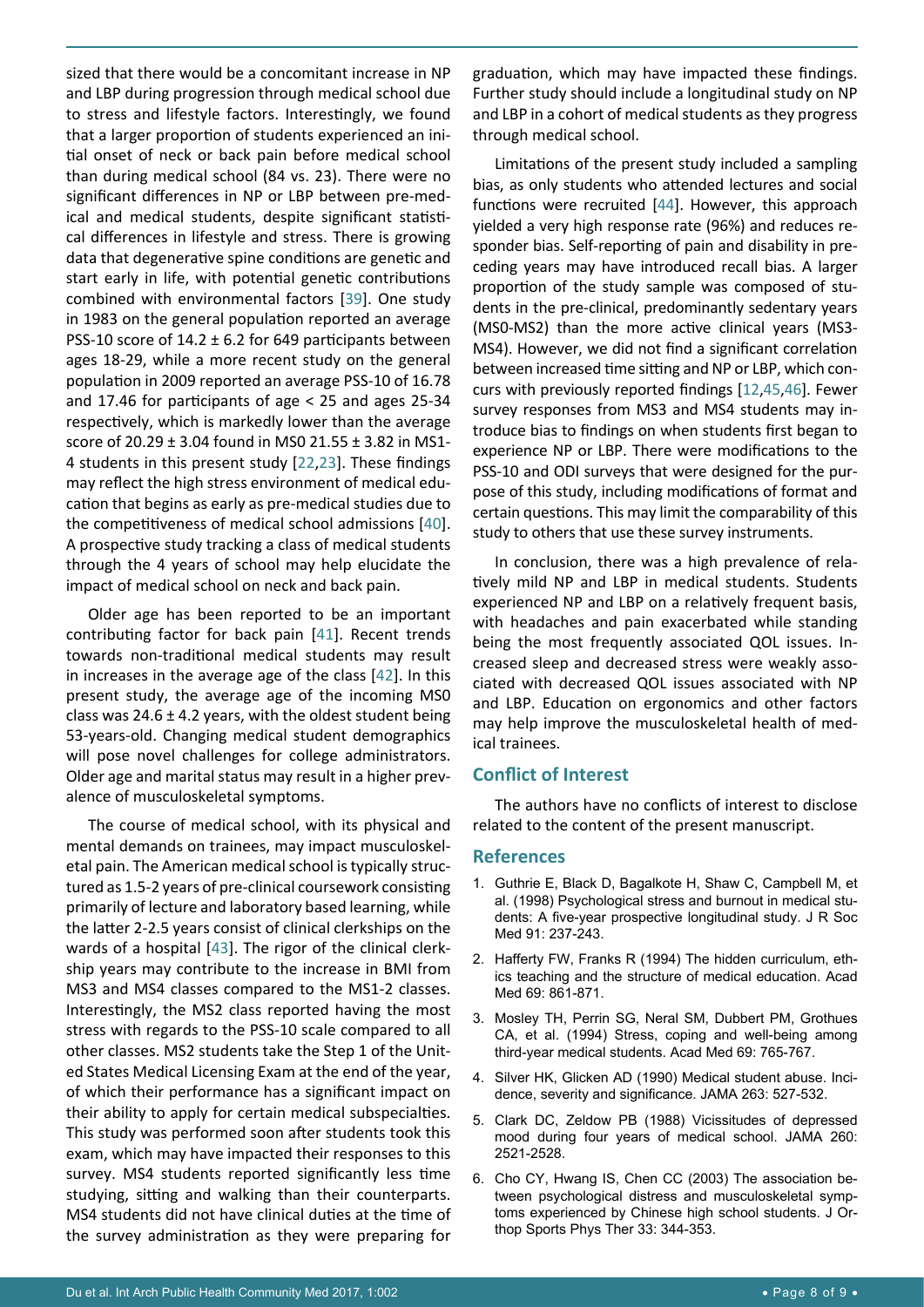sized that there would be a concomitant increase in NP and LBP during progression through medical school due to stress and lifestyle factors. Interestingly, we found that a larger proportion of students experienced an initial onset of neck or back pain before medical school than during medical school (84 vs. 23). There were no significant differences in NP or LBP between pre-medical and medical students, despite significant statistical differences in lifestyle and stress. There is growing data that degenerative spine conditions are genetic and start early in life, with potential genetic contributions combined with environmental factors [39]. One study in 1983 on the general population reported an average PSS-10 score of 14.2 ± 6.2 for 649 participants between ages 18-29, while a more recent study on the general population in 2009 reported an average PSS-10 of 16.78 and 17.46 for participants of age < 25 and ages 25-34 respectively, which is markedly lower than the average score of 20.29 ± 3.04 found in MS0 21.55 ± 3.82 in MS1-4 students in this present study [22,23]. These findings may reflect the high stress environment of medical education that begins as early as pre-medical studies due to the competitiveness of medical school admissions [40]. A prospective study tracking a class of medical students through the 4 years of school may help elucidate the impact of medical school on neck and back pain.

Older age has been reported to be an important contributing factor for back pain [41]. Recent trends towards non-traditional medical students may result in increases in the average age of the class [42]. In this present study, the average age of the incoming MS0 class was 24.6 ± 4.2 years, with the oldest student being 53-years-old. Changing medical student demographics will pose novel challenges for college administrators. Older age and marital status may result in a higher prevalence of musculoskeletal symptoms.

The course of medical school, with its physical and mental demands on trainees, may impact musculoskeletal pain. The American medical school is typically structured as 1.5-2 years of pre-clinical coursework consisting primarily of lecture and laboratory based learning, while the latter 2-2.5 years consist of clinical clerkships on the wards of a hospital [43]. The rigor of the clinical clerkship years may contribute to the increase in BMI from MS3 and MS4 classes compared to the MS1-2 classes. Interestingly, the MS2 class reported having the most stress with regards to the PSS-10 scale compared to all other classes. MS2 students take the Step 1 of the United States Medical Licensing Exam at the end of the year, of which their performance has a significant impact on their ability to apply for certain medical subspecialties. This study was performed soon after students took this exam, which may have impacted their responses to this survey. MS4 students reported significantly less time studying, sitting and walking than their counterparts. MS4 students did not have clinical duties at the time of the survey administration as they were preparing for graduation, which may have impacted these findings. Further study should include a longitudinal study on NP and LBP in a cohort of medical students as they progress through medical school.

Limitations of the present study included a sampling bias, as only students who attended lectures and social functions were recruited [44]. However, this approach yielded a very high response rate (96%) and reduces responder bias. Self-reporting of pain and disability in preceding years may have introduced recall bias. A larger proportion of the study sample was composed of students in the pre-clinical, predominantly sedentary years (MS0-MS2) than the more active clinical years (MS3-MS4). However, we did not find a significant correlation between increased time sitting and NP or LBP, which concurs with previously reported findings [12,45,46]. Fewer survey responses from MS3 and MS4 students may introduce bias to findings on when students first began to experience NP or LBP. There were modifications to the PSS-10 and ODI surveys that were designed for the purpose of this study, including modifications of format and certain questions. This may limit the comparability of this study to others that use these survey instruments.

In conclusion, there was a high prevalence of relatively mild NP and LBP in medical students. Students experienced NP and LBP on a relatively frequent basis, with headaches and pain exacerbated while standing being the most frequently associated QOL issues. Increased sleep and decreased stress were weakly associated with decreased QOL issues associated with NP and LBP. Education on ergonomics and other factors may help improve the musculoskeletal health of medical trainees.

## Conflict of Interest

The authors have no conflicts of interest to disclose related to the content of the present manuscript.

## References

1. Guthrie E, Black D, Bagalkote H, Shaw C, Campbell M, et al. (1998) Psychological stress and burnout in medical students: A five-year prospective longitudinal study. J R Soc Med 91: 237-243.
2. Hafferty FW, Franks R (1994) The hidden curriculum, ethics teaching and the structure of medical education. Acad Med 69: 861-871.
3. Mosley TH, Perrin SG, Neral SM, Dubbert PM, Grothues CA, et al. (1994) Stress, coping and well-being among third-year medical students. Acad Med 69: 765-767.
4. Silver HK, Glicken AD (1990) Medical student abuse. Incidence, severity and significance. JAMA 263: 527-532.
5. Clark DC, Zeldow PB (1988) Vicissitudes of depressed mood during four years of medical school. JAMA 260: 2521-2528.
6. Cho CY, Hwang IS, Chen CC (2003) The association between psychological distress and musculoskeletal symptoms experienced by Chinese high school students. J Orthop Sports Phys Ther 33: 344-353.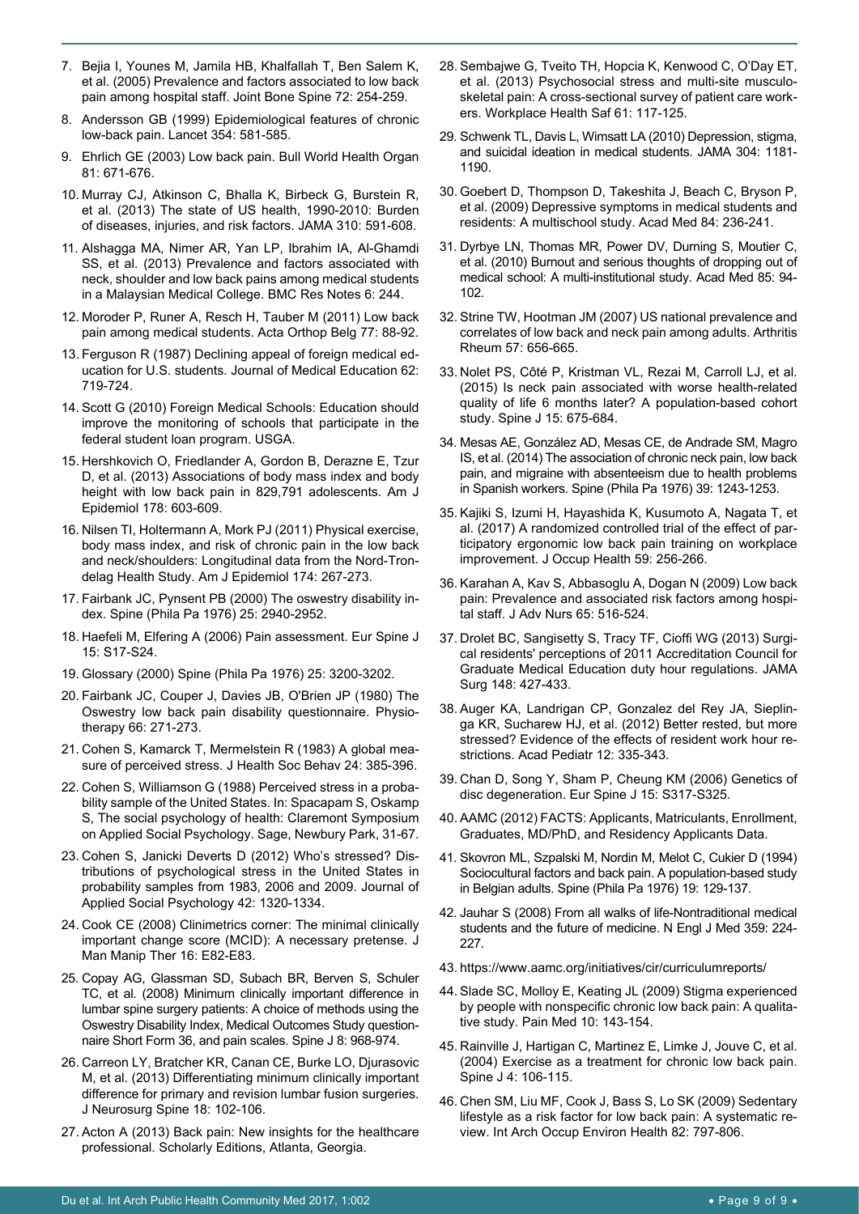7. Bejia I, Younes M, Jamila HB, Khalfallah T, Ben Salem K, et al. (2005) Prevalence and factors associated to low back pain among hospital staff. Joint Bone Spine 72: 254-259.
8. Andersson GB (1999) Epidemiological features of chronic low-back pain. Lancet 354: 581-585.
9. Ehrlich GE (2003) Low back pain. Bull World Health Organ 81: 671-676.
10. Murray CJ, Atkinson C, Bhalla K, Birbeck G, Burstein R, et al. (2013) The state of US health, 1990-2010: Burden of diseases, injuries, and risk factors. JAMA 310: 591-608.
11. Alshagga MA, Nimer AR, Yan LP, Ibrahim IA, Al-Ghamdi SS, et al. (2013) Prevalence and factors associated with neck, shoulder and low back pains among medical students in a Malaysian Medical College. BMC Res Notes 6: 244.
12. Moroder P, Runer A, Resch H, Tauber M (2011) Low back pain among medical students. Acta Orthop Belg 77: 88-92.
13. Ferguson R (1987) Declining appeal of foreign medical education for U.S. students. Journal of Medical Education 62: 719-724.
14. Scott G (2010) Foreign Medical Schools: Education should improve the monitoring of schools that participate in the federal student loan program. USGA.
15. Hershkovich O, Friedlander A, Gordon B, Derazne E, Tzur D, et al. (2013) Associations of body mass index and body height with low back pain in 829,791 adolescents. Am J Epidemiol 178: 603-609.
16. Nilsen TI, Holtermann A, Mork PJ (2011) Physical exercise, body mass index, and risk of chronic pain in the low back and neck/shoulders: Longitudinal data from the Nord-Trondelag Health Study. Am J Epidemiol 174: 267-273.
17. Fairbank JC, Pynsent PB (2000) The oswestry disability index. Spine (Phila Pa 1976) 25: 2940-2952.
18. Haefeli M, Elfering A (2006) Pain assessment. Eur Spine J 15: S17-S24.
19. Glossary (2000) Spine (Phila Pa 1976) 25: 3200-3202.
20. Fairbank JC, Couper J, Davies JB, O'Brien JP (1980) The Oswestry low back pain disability questionnaire. Physiotherapy 66: 271-273.
21. Cohen S, Kamarck T, Mermelstein R (1983) A global measure of perceived stress. J Health Soc Behav 24: 385-396.
22. Cohen S, Williamson G (1988) Perceived stress in a probability sample of the United States. In: Spacapam S, Oskamp S, The social psychology of health: Claremont Symposium on Applied Social Psychology. Sage, Newbury Park, 31-67.
23. Cohen S, Janicki Deverts D (2012) Who's stressed? Distributions of psychological stress in the United States in probability samples from 1983, 2006 and 2009. Journal of Applied Social Psychology 42: 1320-1334.
24. Cook CE (2008) Clinimetrics corner: The minimal clinically important change score (MCID): A necessary pretense. J Man Manip Ther 16: E82-E83.
25. Copay AG, Glassman SD, Subach BR, Berven S, Schuler TC, et al. (2008) Minimum clinically important difference in lumbar spine surgery patients: A choice of methods using the Oswestry Disability Index, Medical Outcomes Study questionnaire Short Form 36, and pain scales. Spine J 8: 968-974.
26. Carreon LY, Bratcher KR, Canan CE, Burke LO, Djurasovic M, et al. (2013) Differentiating minimum clinically important difference for primary and revision lumbar fusion surgeries. J Neurosurg Spine 18: 102-106.
27. Acton A (2013) Back pain: New insights for the healthcare professional. Scholarly Editions, Atlanta, Georgia.
28. Sembajwe G, Tveito TH, Hopcia K, Kenwood C, O'Day ET, et al. (2013) Psychosocial stress and multi-site musculoskeletal pain: A cross-sectional survey of patient care workers. Workplace Health Saf 61: 117-125.
29. Schwenk TL, Davis L, Wimsatt LA (2010) Depression, stigma, and suicidal ideation in medical students. JAMA 304: 1181-1190.
30. Goebert D, Thompson D, Takeshita J, Beach C, Bryson P, et al. (2009) Depressive symptoms in medical students and residents: A multischool study. Acad Med 84: 236-241.
31. Dyrbye LN, Thomas MR, Power DV, Durning S, Moutier C, et al. (2010) Burnout and serious thoughts of dropping out of medical school: A multi-institutional study. Acad Med 85: 94-102.
32. Strine TW, Hootman JM (2007) US national prevalence and correlates of low back and neck pain among adults. Arthritis Rheum 57: 656-665.
33. Nolet PS, Côté P, Kristman VL, Rezai M, Carroll LJ, et al. (2015) Is neck pain associated with worse health-related quality of life 6 months later? A population-based cohort study. Spine J 15: 675-684.
34. Mesas AE, González AD, Mesas CE, de Andrade SM, Magro IS, et al. (2014) The association of chronic neck pain, low back pain, and migraine with absenteeism due to health problems in Spanish workers. Spine (Phila Pa 1976) 39: 1243-1253.
35. Kajiki S, Izumi H, Hayashida K, Kusumoto A, Nagata T, et al. (2017) A randomized controlled trial of the effect of participatory ergonomic low back pain training on workplace improvement. J Occup Health 59: 256-266.
36. Karahan A, Kav S, Abbasoglu A, Dogan N (2009) Low back pain: Prevalence and associated risk factors among hospital staff. J Adv Nurs 65: 516-524.
37. Drolet BC, Sangisetty S, Tracy TF, Cioffi WG (2013) Surgical residents' perceptions of 2011 Accreditation Council for Graduate Medical Education duty hour regulations. JAMA Surg 148: 427-433.
38. Auger KA, Landrigan CP, Gonzalez del Rey JA, Sieplinga KR, Sucharew HJ, et al. (2012) Better rested, but more stressed? Evidence of the effects of resident work hour restrictions. Acad Pediatr 12: 335-343.
39. Chan D, Song Y, Sham P, Cheung KM (2006) Genetics of disc degeneration. Eur Spine J 15: S317-S325.
40. AAMC (2012) FACTS: Applicants, Matriculants, Enrollment, Graduates, MD/PhD, and Residency Applicants Data.
41. Skovron ML, Szpalski M, Nordin M, Melot C, Cukier D (1994) Sociocultural factors and back pain. A population-based study in Belgian adults. Spine (Phila Pa 1976) 19: 129-137.
42. Jauhar S (2008) From all walks of life-Nontraditional medical students and the future of medicine. N Engl J Med 359: 224-227.
43. https://www.aamc.org/initiatives/cir/curriculumreports/
44. Slade SC, Molloy E, Keating JL (2009) Stigma experienced by people with nonspecific chronic low back pain: A qualitative study. Pain Med 10: 143-154.
45. Rainville J, Hartigan C, Martinez E, Limke J, Jouve C, et al. (2004) Exercise as a treatment for chronic low back pain. Spine J 4: 106-115.
46. Chen SM, Liu MF, Cook J, Bass S, Lo SK (2009) Sedentary lifestyle as a risk factor for low back pain: A systematic review. Int Arch Occup Environ Health 82: 797-806.